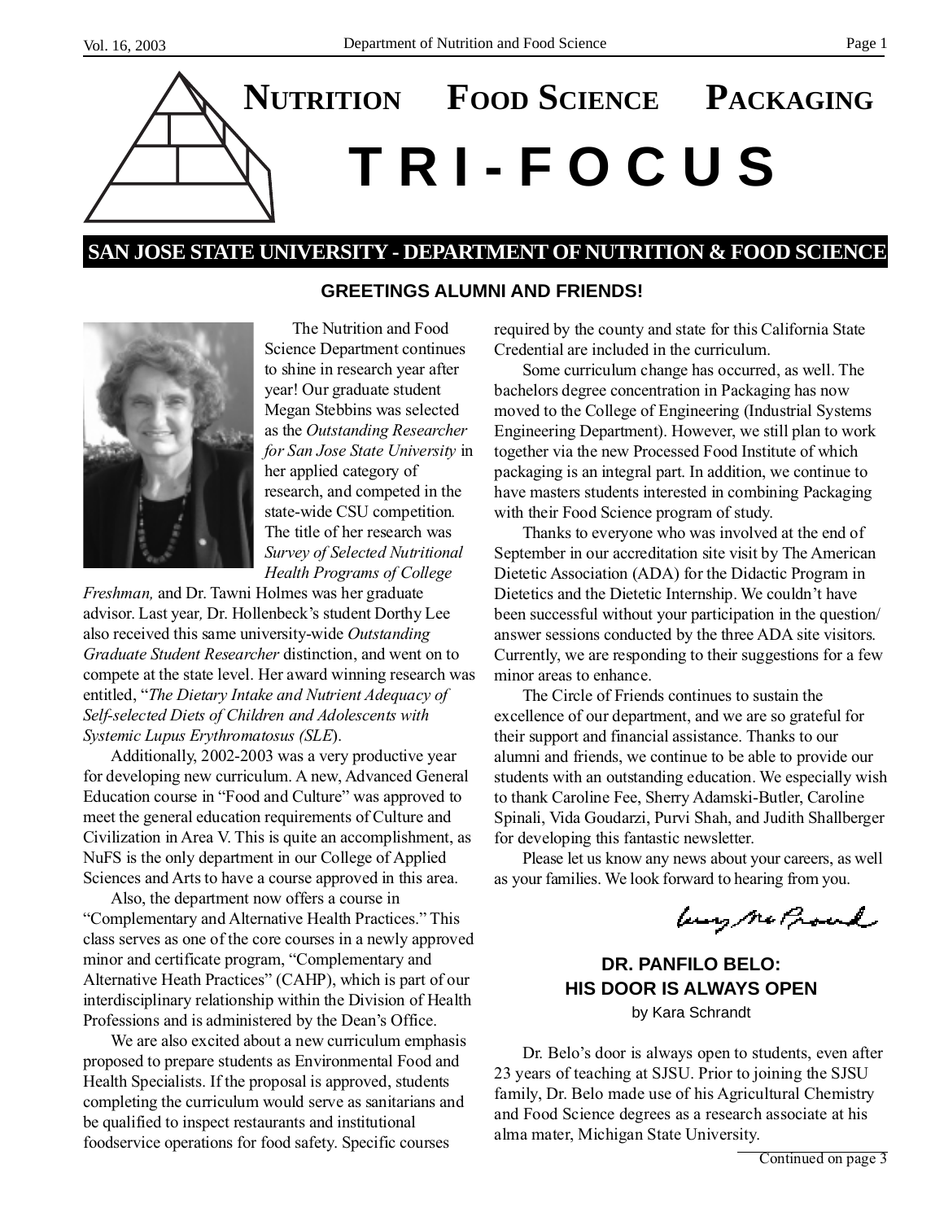# NUTRITION FOOD SCIENCE PACKAGING

# TRI-FOCUS

## SAN JOSE STATE UNIVERSITY - DEPARTMENT OF NUTRITION & FOOD SCIENCE

### GREETINGS ALUMNI AND FRIENDS!

The Nutrition and Food Science Department continues to shine in research year after year! Our graduate student Megan Stebbins was selected as the *Outstanding Researcher for San Jose State University* in her applied category of research, and competed in the state-wide CSU competition. The title of her research was *Survey of Selected Nutritional Health Programs of College Freshman,* and Dr. Tawni Holmes was her graduate advisor. Last year, Dr. Hollenbeck's student Dorthy Lee also received this same university-wide *Outstanding Graduate Student Researcher* distinction, and went on to compete at the state level. Her award winning research was entitled, "*The Dietary Intake and Nutrient Adequacy of Self-selected Diets of Children and Adolescents with Systemic Lupus Erythromatosus (SLE*).

Additionally, 2002-2003 was a very productive year for developing new curriculum. A new, Advanced General Education course in "Food and Culture" was approved to meet the general education requirements of Culture and Civilization in Area V. This is quite an accomplishment, as NuFS is the only department in our College of Applied Sciences and Arts to have a course approved in this area.

Also, the department now offers a course in "Complementary and Alternative Health Practices." This class serves as one of the core courses in a newly approved minor and certificate program, "Complementary and Alternative Heath Practices" (CAHP), which is part of our interdisciplinary relationship within the Division of Health Professions and is administered by the Dean's Office.

We are also excited about a new curriculum emphasis proposed to prepare students as Environmental Food and Health Specialists. If the proposal is approved, students completing the curriculum would serve as sanitarians and be qualified to inspect restaurants and institutional foodservice operations for food safety. Specific courses required by the county and state for this California State Credential are included in the curriculum.

Some curriculum change has occurred, as well. The bachelors degree concentration in Packaging has now moved to the College of Engineering (Industrial Systems Engineering Department). However, we still plan to work together via the new Processed Food Institute of which packaging is an integral part. In addition, we continue to have masters students interested in combining Packaging with their Food Science program of study.

Thanks to everyone who was involved at the end of September in our accreditation site visit by The American Dietetic Association (ADA) for the Didactic Program in Dietetics and the Dietetic Internship. We couldn't have been successful without your participation in the question/answer sessions conducted by the three ADA site visitors. Currently, we are responding to their suggestions for a few minor areas to enhance.

The Circle of Friends continues to sustain the excellence of our department, and we are so grateful for their support and financial assistance. Thanks to our alumni and friends, we continue to be able to provide our students with an outstanding education. We especially wish to thank Caroline Fee, Sherry Adamski-Butler, Caroline Spinali, Vida Goudarzi, Purvi Shah, and Judith Shallberger for developing this fantastic newsletter.

Please let us know any news about your careers, as well as your families. We look forward to hearing from you.

Lucy McProud

### DR. PANFILO BELO: HIS DOOR IS ALWAYS OPEN

by Kara Schrandt

Dr. Belo's door is always open to students, even after 23 years of teaching at SJSU. Prior to joining the SJSU family, Dr. Belo made use of his Agricultural Chemistry and Food Science degrees as a research associate at his alma mater, Michigan State University.

Continued on page 3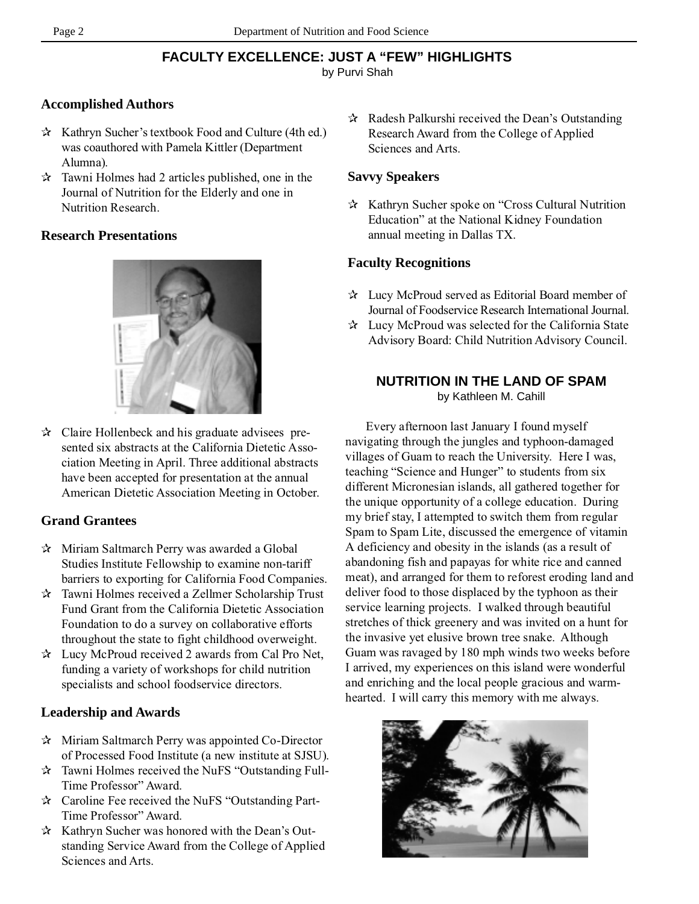## FACULTY EXCELLENCE: JUST A "FEW" HIGHLIGHTS

by Purvi Shah

### Accomplished Authors

- ✰ Kathryn Sucher's textbook Food and Culture (4th ed.) was coauthored with Pamela Kittler (Department Alumna).
- ✰ Tawni Holmes had 2 articles published, one in the Journal of Nutrition for the Elderly and one in Nutrition Research.

### Research Presentations

- ✰ Claire Hollenbeck and his graduate advisees presented six abstracts at the California Dietetic Association Meeting in April. Three additional abstracts have been accepted for presentation at the annual American Dietetic Association Meeting in October.

### Grand Grantees

- ✰ Miriam Saltmarch Perry was awarded a Global Studies Institute Fellowship to examine non-tariff barriers to exporting for California Food Companies.
- ✰ Tawni Holmes received a Zellmer Scholarship Trust Fund Grant from the California Dietetic Association Foundation to do a survey on collaborative efforts throughout the state to fight childhood overweight.
- ✰ Lucy McProud received 2 awards from Cal Pro Net, funding a variety of workshops for child nutrition specialists and school foodservice directors.

### Leadership and Awards

- ✰ Miriam Saltmarch Perry was appointed Co-Director of Processed Food Institute (a new institute at SJSU).
- ✰ Tawni Holmes received the NuFS "Outstanding Full-Time Professor" Award.
- ✰ Caroline Fee received the NuFS "Outstanding Part-Time Professor" Award.
- ✰ Kathryn Sucher was honored with the Dean's Outstanding Service Award from the College of Applied Sciences and Arts.
- ✰ Radesh Palkurshi received the Dean's Outstanding Research Award from the College of Applied Sciences and Arts.

### Savvy Speakers

- ✰ Kathryn Sucher spoke on "Cross Cultural Nutrition Education" at the National Kidney Foundation annual meeting in Dallas TX.

### Faculty Recognitions

- ✰ Lucy McProud served as Editorial Board member of Journal of Foodservice Research International Journal.
- ✰ Lucy McProud was selected for the California State Advisory Board: Child Nutrition Advisory Council.

## NUTRITION IN THE LAND OF SPAM

by Kathleen M. Cahill

Every afternoon last January I found myself navigating through the jungles and typhoon-damaged villages of Guam to reach the University. Here I was, teaching "Science and Hunger" to students from six different Micronesian islands, all gathered together for the unique opportunity of a college education. During my brief stay, I attempted to switch them from regular Spam to Spam Lite, discussed the emergence of vitamin A deficiency and obesity in the islands (as a result of abandoning fish and papayas for white rice and canned meat), and arranged for them to reforest eroding land and deliver food to those displaced by the typhoon as their service learning projects. I walked through beautiful stretches of thick greenery and was invited on a hunt for the invasive yet elusive brown tree snake. Although Guam was ravaged by 180 mph winds two weeks before I arrived, my experiences on this island were wonderful and enriching and the local people gracious and warm-hearted. I will carry this memory with me always.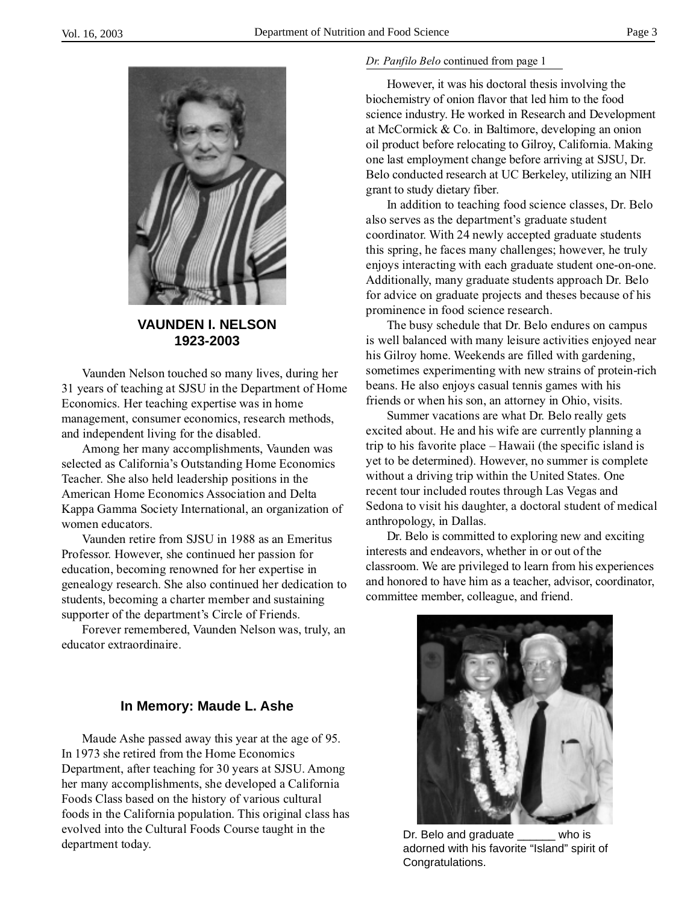## VAUNDEN I. NELSON
## 1923-2003

Vaunden Nelson touched so many lives, during her 31 years of teaching at SJSU in the Department of Home Economics. Her teaching expertise was in home management, consumer economics, research methods, and independent living for the disabled.

Among her many accomplishments, Vaunden was selected as California's Outstanding Home Economics Teacher. She also held leadership positions in the American Home Economics Association and Delta Kappa Gamma Society International, an organization of women educators.

Vaunden retire from SJSU in 1988 as an Emeritus Professor. However, she continued her passion for education, becoming renowned for her expertise in genealogy research. She also continued her dedication to students, becoming a charter member and sustaining supporter of the department's Circle of Friends.

Forever remembered, Vaunden Nelson was, truly, an educator extraordinaire.

## In Memory: Maude L. Ashe

Maude Ashe passed away this year at the age of 95. In 1973 she retired from the Home Economics Department, after teaching for 30 years at SJSU. Among her many accomplishments, she developed a California Foods Class based on the history of various cultural foods in the California population. This original class has evolved into the Cultural Foods Course taught in the department today.

*Dr. Panfilo Belo* continued from page 1

However, it was his doctoral thesis involving the biochemistry of onion flavor that led him to the food science industry. He worked in Research and Development at McCormick & Co. in Baltimore, developing an onion oil product before relocating to Gilroy, California. Making one last employment change before arriving at SJSU, Dr. Belo conducted research at UC Berkeley, utilizing an NIH grant to study dietary fiber.

In addition to teaching food science classes, Dr. Belo also serves as the department's graduate student coordinator. With 24 newly accepted graduate students this spring, he faces many challenges; however, he truly enjoys interacting with each graduate student one-on-one. Additionally, many graduate students approach Dr. Belo for advice on graduate projects and theses because of his prominence in food science research.

The busy schedule that Dr. Belo endures on campus is well balanced with many leisure activities enjoyed near his Gilroy home. Weekends are filled with gardening, sometimes experimenting with new strains of protein-rich beans. He also enjoys casual tennis games with his friends or when his son, an attorney in Ohio, visits.

Summer vacations are what Dr. Belo really gets excited about. He and his wife are currently planning a trip to his favorite place – Hawaii (the specific island is yet to be determined). However, no summer is complete without a driving trip within the United States. One recent tour included routes through Las Vegas and Sedona to visit his daughter, a doctoral student of medical anthropology, in Dallas.

Dr. Belo is committed to exploring new and exciting interests and endeavors, whether in or out of the classroom. We are privileged to learn from his experiences and honored to have him as a teacher, advisor, coordinator, committee member, colleague, and friend.

Dr. Belo and graduate ______ who is adorned with his favorite "Island" spirit of Congratulations.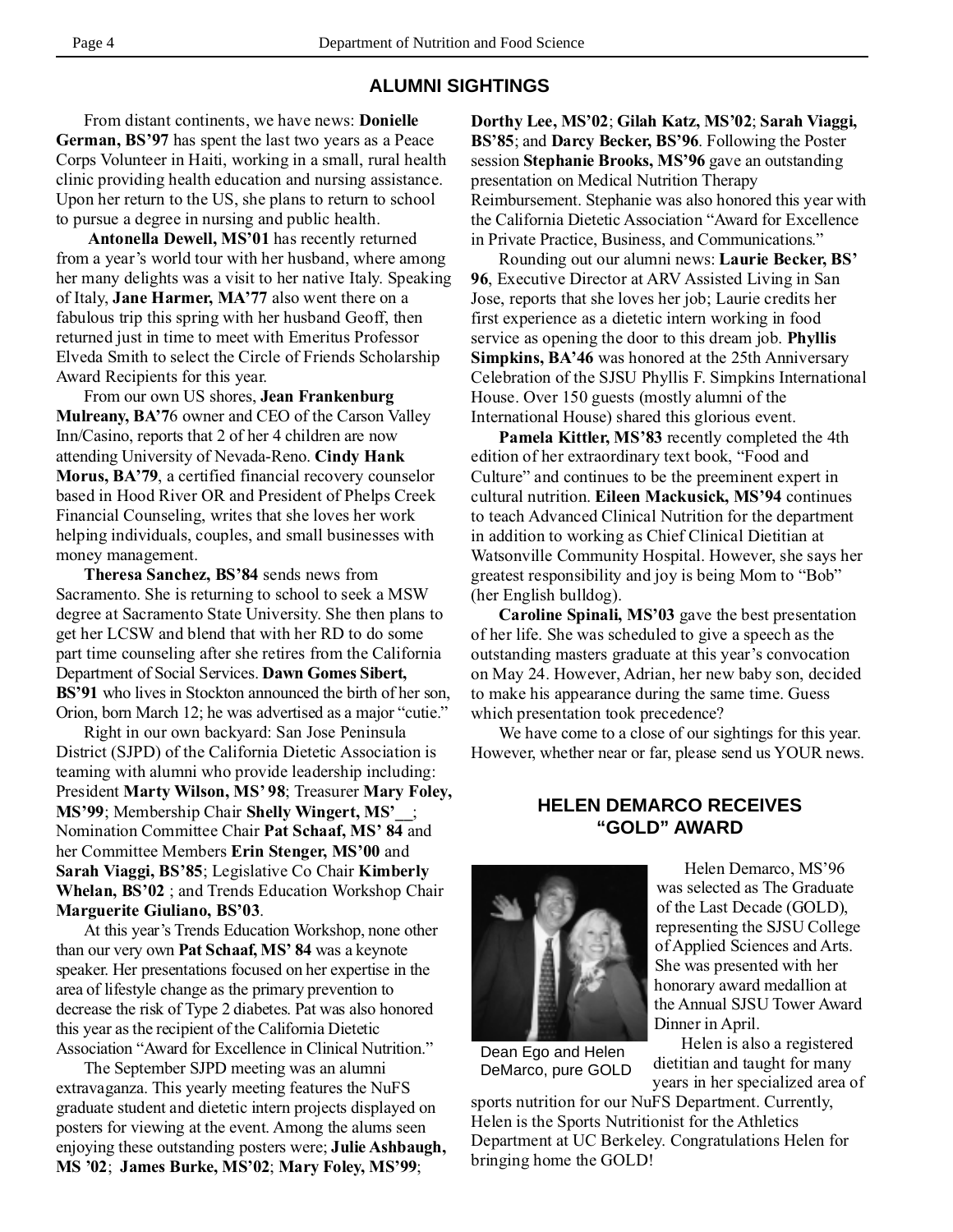## ALUMNI SIGHTINGS

From distant continents, we have news: **Donielle German, BS'97** has spent the last two years as a Peace Corps Volunteer in Haiti, working in a small, rural health clinic providing health education and nursing assistance. Upon her return to the US, she plans to return to school to pursue a degree in nursing and public health.

**Antonella Dewell, MS'01** has recently returned from a year's world tour with her husband, where among her many delights was a visit to her native Italy. Speaking of Italy, **Jane Harmer, MA'77** also went there on a fabulous trip this spring with her husband Geoff, then returned just in time to meet with Emeritus Professor Elveda Smith to select the Circle of Friends Scholarship Award Recipients for this year.

From our own US shores, **Jean Frankenburg Mulreany, BA'7**6 owner and CEO of the Carson Valley Inn/Casino, reports that 2 of her 4 children are now attending University of Nevada-Reno. **Cindy Hank Morus, BA'79**, a certified financial recovery counselor based in Hood River OR and President of Phelps Creek Financial Counseling, writes that she loves her work helping individuals, couples, and small businesses with money management.

**Theresa Sanchez, BS'84** sends news from Sacramento. She is returning to school to seek a MSW degree at Sacramento State University. She then plans to get her LCSW and blend that with her RD to do some part time counseling after she retires from the California Department of Social Services. **Dawn Gomes Sibert, BS'91** who lives in Stockton announced the birth of her son, Orion, born March 12; he was advertised as a major "cutie."

Right in our own backyard: San Jose Peninsula District (SJPD) of the California Dietetic Association is teaming with alumni who provide leadership including: President **Marty Wilson, MS' 98**; Treasurer **Mary Foley, MS'99**; Membership Chair **Shelly Wingert, MS'__**; Nomination Committee Chair **Pat Schaaf, MS' 84** and her Committee Members **Erin Stenger, MS'00** and **Sarah Viaggi, BS'85**; Legislative Co Chair **Kimberly Whelan, BS'02** ; and Trends Education Workshop Chair **Marguerite Giuliano, BS'03**.

At this year's Trends Education Workshop, none other than our very own **Pat Schaaf, MS' 84** was a keynote speaker. Her presentations focused on her expertise in the area of lifestyle change as the primary prevention to decrease the risk of Type 2 diabetes. Pat was also honored this year as the recipient of the California Dietetic Association "Award for Excellence in Clinical Nutrition."

The September SJPD meeting was an alumni extravaganza. This yearly meeting features the NuFS graduate student and dietetic intern projects displayed on posters for viewing at the event. Among the alums seen enjoying these outstanding posters were; **Julie Ashbaugh, MS '02**; **James Burke, MS'02**; **Mary Foley, MS'99**; **Dorthy Lee, MS'02**; **Gilah Katz, MS'02**; **Sarah Viaggi, BS'85**; and **Darcy Becker, BS'96**. Following the Poster session **Stephanie Brooks, MS'96** gave an outstanding presentation on Medical Nutrition Therapy Reimbursement. Stephanie was also honored this year with the California Dietetic Association "Award for Excellence in Private Practice, Business, and Communications."

Rounding out our alumni news: **Laurie Becker, BS' 96**, Executive Director at ARV Assisted Living in San Jose, reports that she loves her job; Laurie credits her first experience as a dietetic intern working in food service as opening the door to this dream job. **Phyllis Simpkins, BA'46** was honored at the 25th Anniversary Celebration of the SJSU Phyllis F. Simpkins International House. Over 150 guests (mostly alumni of the International House) shared this glorious event.

**Pamela Kittler, MS'83** recently completed the 4th edition of her extraordinary text book, "Food and Culture" and continues to be the preeminent expert in cultural nutrition. **Eileen Mackusick, MS'94** continues to teach Advanced Clinical Nutrition for the department in addition to working as Chief Clinical Dietitian at Watsonville Community Hospital. However, she says her greatest responsibility and joy is being Mom to "Bob" (her English bulldog).

**Caroline Spinali, MS'03** gave the best presentation of her life. She was scheduled to give a speech as the outstanding masters graduate at this year's convocation on May 24. However, Adrian, her new baby son, decided to make his appearance during the same time. Guess which presentation took precedence?

We have come to a close of our sightings for this year. However, whether near or far, please send us YOUR news.

## HELEN DEMARCO RECEIVES "GOLD" AWARD

Dean Ego and Helen DeMarco, pure GOLD

Helen Demarco, MS'96 was selected as The Graduate of the Last Decade (GOLD), representing the SJSU College of Applied Sciences and Arts. She was presented with her honorary award medallion at the Annual SJSU Tower Award Dinner in April.

Helen is also a registered dietitian and taught for many years in her specialized area of sports nutrition for our NuFS Department. Currently, Helen is the Sports Nutritionist for the Athletics Department at UC Berkeley. Congratulations Helen for bringing home the GOLD!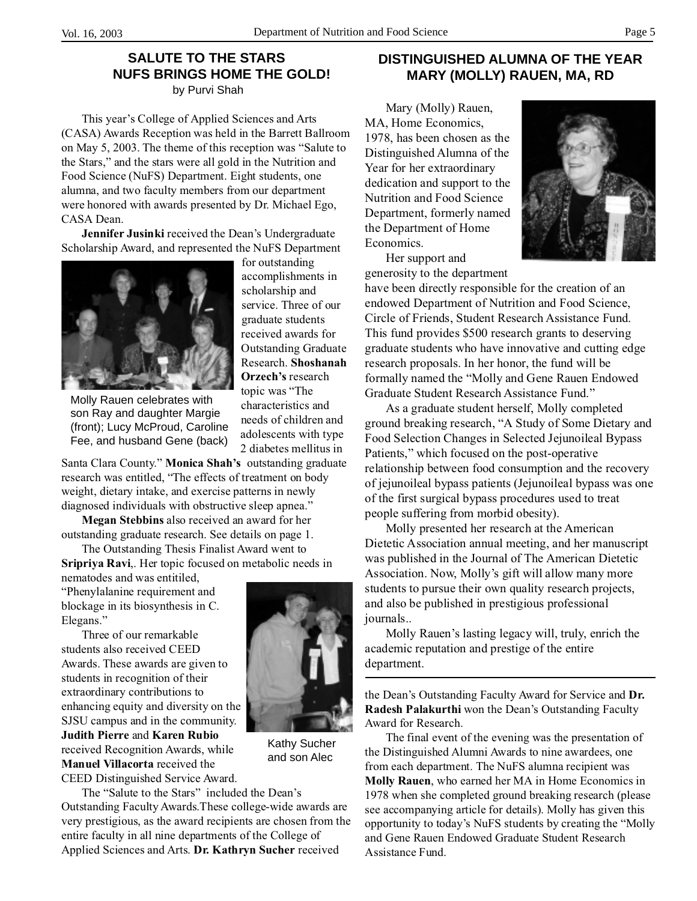## SALUTE TO THE STARS NUFS BRINGS HOME THE GOLD!

by Purvi Shah

This year's College of Applied Sciences and Arts (CASA) Awards Reception was held in the Barrett Ballroom on May 5, 2003. The theme of this reception was "Salute to the Stars," and the stars were all gold in the Nutrition and Food Science (NuFS) Department. Eight students, one alumna, and two faculty members from our department were honored with awards presented by Dr. Michael Ego, CASA Dean.

**Jennifer Jusinki** received the Dean's Undergraduate Scholarship Award, and represented the NuFS Department for outstanding accomplishments in scholarship and service. Three of our graduate students received awards for Outstanding Graduate Research. **Shoshanah Orzech's** research topic was "The characteristics and needs of children and adolescents with type 2 diabetes mellitus in Santa Clara County." **Monica Shah's** outstanding graduate research was entitled, "The effects of treatment on body weight, dietary intake, and exercise patterns in newly diagnosed individuals with obstructive sleep apnea."

Molly Rauen celebrates with son Ray and daughter Margie (front); Lucy McProud, Caroline Fee, and husband Gene (back)

**Megan Stebbins** also received an award for her outstanding graduate research. See details on page 1.

The Outstanding Thesis Finalist Award went to **Sripriya Ravi**,. Her topic focused on metabolic needs in nematodes and was entitiled, "Phenylalanine requirement and blockage in its biosynthesis in C. Elegans."

Three of our remarkable students also received CEED Awards. These awards are given to students in recognition of their extraordinary contributions to enhancing equity and diversity on the SJSU campus and in the community. **Judith Pierre** and **Karen Rubio** received Recognition Awards, while **Manuel Villacorta** received the CEED Distinguished Service Award.

Kathy Sucher and son Alec

The "Salute to the Stars" included the Dean's Outstanding Faculty Awards.These college-wide awards are very prestigious, as the award recipients are chosen from the entire faculty in all nine departments of the College of Applied Sciences and Arts. **Dr. Kathryn Sucher** received the Dean's Outstanding Faculty Award for Service and **Dr. Radesh Palakurthi** won the Dean's Outstanding Faculty Award for Research.

The final event of the evening was the presentation of the Distinguished Alumni Awards to nine awardees, one from each department. The NuFS alumna recipient was **Molly Rauen**, who earned her MA in Home Economics in 1978 when she completed ground breaking research (please see accompanying article for details). Molly has given this opportunity to today's NuFS students by creating the "Molly and Gene Rauen Endowed Graduate Student Research Assistance Fund.

## DISTINGUISHED ALUMNA OF THE YEAR MARY (MOLLY) RAUEN, MA, RD

Mary (Molly) Rauen, MA, Home Economics, 1978, has been chosen as the Distinguished Alumna of the Year for her extraordinary dedication and support to the Nutrition and Food Science Department, formerly named the Department of Home Economics.

Her support and generosity to the department have been directly responsible for the creation of an endowed Department of Nutrition and Food Science, Circle of Friends, Student Research Assistance Fund. This fund provides $500 research grants to deserving graduate students who have innovative and cutting edge research proposals. In her honor, the fund will be formally named the "Molly and Gene Rauen Endowed Graduate Student Research Assistance Fund."

As a graduate student herself, Molly completed ground breaking research, "A Study of Some Dietary and Food Selection Changes in Selected Jejunoileal Bypass Patients," which focused on the post-operative relationship between food consumption and the recovery of jejunoileal bypass patients (Jejunoileal bypass was one of the first surgical bypass procedures used to treat people suffering from morbid obesity).

Molly presented her research at the American Dietetic Association annual meeting, and her manuscript was published in the Journal of The American Dietetic Association. Now, Molly's gift will allow many more students to pursue their own quality research projects, and also be published in prestigious professional journals..

Molly Rauen's lasting legacy will, truly, enrich the academic reputation and prestige of the entire department.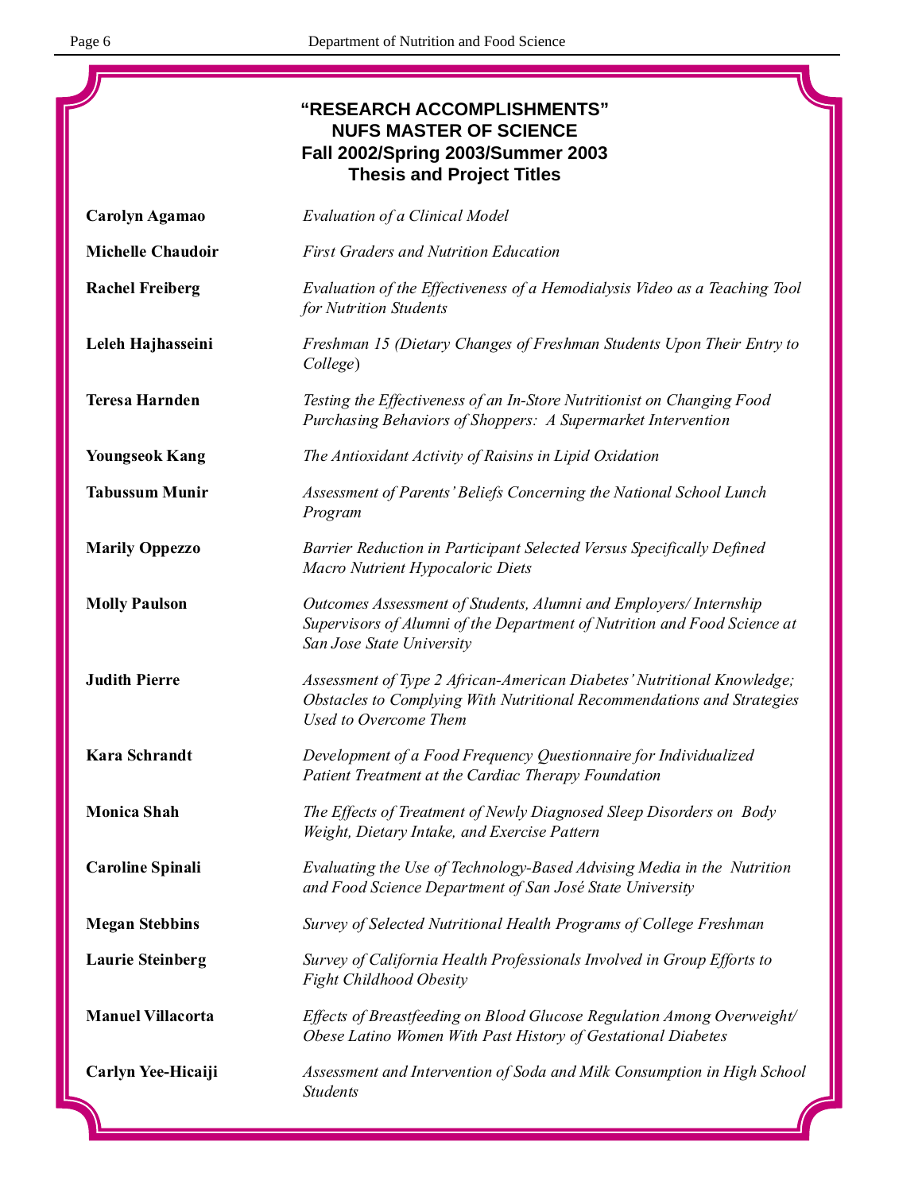# "RESEARCH ACCOMPLISHMENTS"
## NUFS MASTER OF SCIENCE
## Fall 2002/Spring 2003/Summer 2003
## Thesis and Project Titles

| | |
|---|---|
| **Carolyn Agamao** | *Evaluation of a Clinical Model* |
| **Michelle Chaudoir** | *First Graders and Nutrition Education* |
| **Rachel Freiberg** | *Evaluation of the Effectiveness of a Hemodialysis Video as a Teaching Tool for Nutrition Students* |
| **Leleh Hajhasseini** | *Freshman 15 (Dietary Changes of Freshman Students Upon Their Entry to College)* |
| **Teresa Harnden** | *Testing the Effectiveness of an In-Store Nutritionist on Changing Food Purchasing Behaviors of Shoppers: A Supermarket Intervention* |
| **Youngseok Kang** | *The Antioxidant Activity of Raisins in Lipid Oxidation* |
| **Tabussum Munir** | *Assessment of Parents' Beliefs Concerning the National School Lunch Program* |
| **Marily Oppezzo** | *Barrier Reduction in Participant Selected Versus Specifically Defined Macro Nutrient Hypocaloric Diets* |
| **Molly Paulson** | *Outcomes Assessment of Students, Alumni and Employers/ Internship Supervisors of Alumni of the Department of Nutrition and Food Science at San Jose State University* |
| **Judith Pierre** | *Assessment of Type 2 African-American Diabetes' Nutritional Knowledge; Obstacles to Complying With Nutritional Recommendations and Strategies Used to Overcome Them* |
| **Kara Schrandt** | *Development of a Food Frequency Questionnaire for Individualized Patient Treatment at the Cardiac Therapy Foundation* |
| **Monica Shah** | *The Effects of Treatment of Newly Diagnosed Sleep Disorders on Body Weight, Dietary Intake, and Exercise Pattern* |
| **Caroline Spinali** | *Evaluating the Use of Technology-Based Advising Media in the Nutrition and Food Science Department of San José State University* |
| **Megan Stebbins** | *Survey of Selected Nutritional Health Programs of College Freshman* |
| **Laurie Steinberg** | *Survey of California Health Professionals Involved in Group Efforts to Fight Childhood Obesity* |
| **Manuel Villacorta** | *Effects of Breastfeeding on Blood Glucose Regulation Among Overweight/ Obese Latino Women With Past History of Gestational Diabetes* |
| **Carlyn Yee-Hicaiji** | *Assessment and Intervention of Soda and Milk Consumption in High School Students* |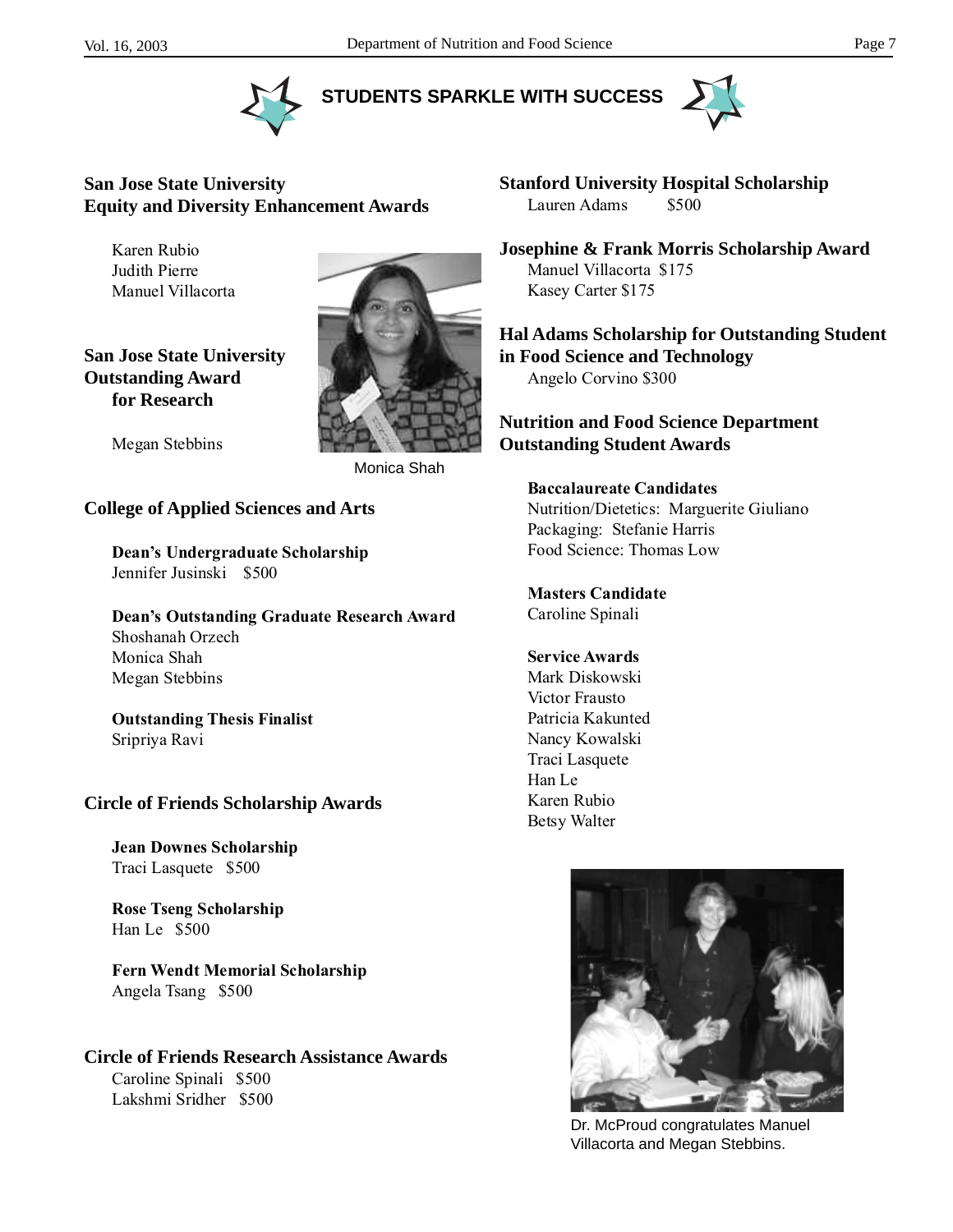# STUDENTS SPARKLE WITH SUCCESS

## San Jose State University Equity and Diversity Enhancement Awards

Karen Rubio
Judith Pierre
Manuel Villacorta

## San Jose State University Outstanding Award for Research

Megan Stebbins

Monica Shah

## College of Applied Sciences and Arts

**Dean's Undergraduate Scholarship**
Jennifer Jusinski $500

**Dean's Outstanding Graduate Research Award**
Shoshanah Orzech
Monica Shah
Megan Stebbins

**Outstanding Thesis Finalist**
Sripriya Ravi

## Circle of Friends Scholarship Awards

**Jean Downes Scholarship**
Traci Lasquete $500

**Rose Tseng Scholarship**
Han Le $500

**Fern Wendt Memorial Scholarship**
Angela Tsang $500

## Circle of Friends Research Assistance Awards

Caroline Spinali $500
Lakshmi Sridher $500

## Stanford University Hospital Scholarship

Lauren Adams $500

## Josephine & Frank Morris Scholarship Award

Manuel Villacorta $175
Kasey Carter $175

## Hal Adams Scholarship for Outstanding Student in Food Science and Technology

Angelo Corvino $300

## Nutrition and Food Science Department Outstanding Student Awards

**Baccalaureate Candidates**
Nutrition/Dietetics: Marguerite Giuliano
Packaging: Stefanie Harris
Food Science: Thomas Low

**Masters Candidate**
Caroline Spinali

**Service Awards**
Mark Diskowski
Victor Frausto
Patricia Kakunted
Nancy Kowalski
Traci Lasquete
Han Le
Karen Rubio
Betsy Walter

Dr. McProud congratulates Manuel Villacorta and Megan Stebbins.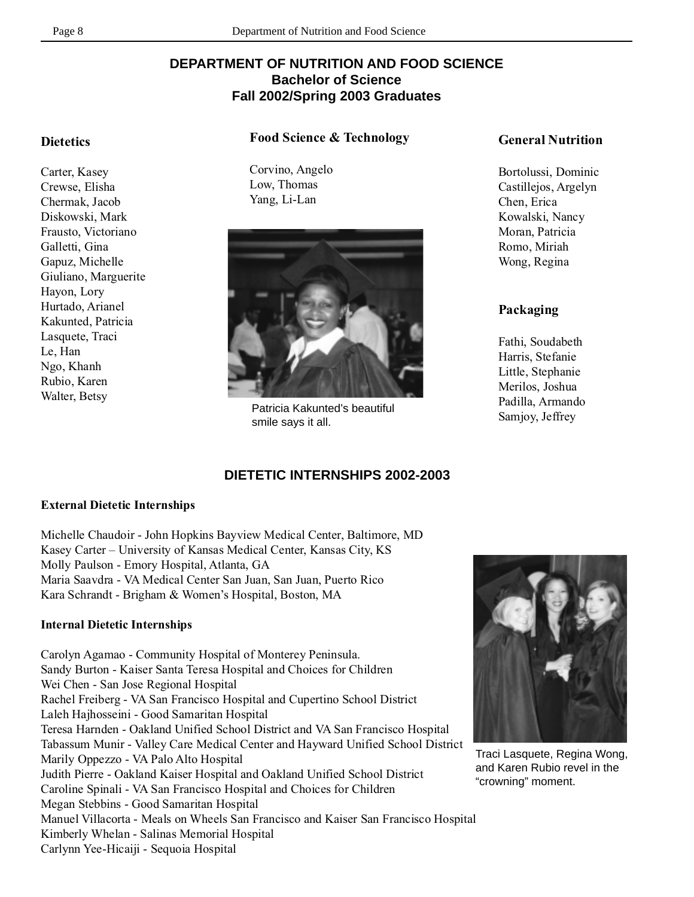# DEPARTMENT OF NUTRITION AND FOOD SCIENCE
## Bachelor of Science
## Fall 2002/Spring 2003 Graduates

### Dietetics

Carter, Kasey
Crewse, Elisha
Chermak, Jacob
Diskowski, Mark
Frausto, Victoriano
Galletti, Gina
Gapuz, Michelle
Giuliano, Marguerite
Hayon, Lory
Hurtado, Arianel
Kakunted, Patricia
Lasquete, Traci
Le, Han
Ngo, Khanh
Rubio, Karen
Walter, Betsy

### Food Science & Technology

Corvino, Angelo
Low, Thomas
Yang, Li-Lan

Patricia Kakunted's beautiful smile says it all.

### General Nutrition

Bortolussi, Dominic
Castillejos, Argelyn
Chen, Erica
Kowalski, Nancy
Moran, Patricia
Romo, Miriah
Wong, Regina

### Packaging

Fathi, Soudabeth
Harris, Stefanie
Little, Stephanie
Merilos, Joshua
Padilla, Armando
Samjoy, Jeffrey

## DIETETIC INTERNSHIPS 2002-2003

### External Dietetic Internships

Michelle Chaudoir - John Hopkins Bayview Medical Center, Baltimore, MD
Kasey Carter – University of Kansas Medical Center, Kansas City, KS
Molly Paulson - Emory Hospital, Atlanta, GA
Maria Saavdra - VA Medical Center San Juan, San Juan, Puerto Rico
Kara Schrandt - Brigham & Women's Hospital, Boston, MA

### Internal Dietetic Internships

Carolyn Agamao - Community Hospital of Monterey Peninsula.
Sandy Burton - Kaiser Santa Teresa Hospital and Choices for Children
Wei Chen - San Jose Regional Hospital
Rachel Freiberg - VA San Francisco Hospital and Cupertino School District
Laleh Hajhosseini - Good Samaritan Hospital
Teresa Harnden - Oakland Unified School District and VA San Francisco Hospital
Tabassum Munir - Valley Care Medical Center and Hayward Unified School District
Marily Oppezzo - VA Palo Alto Hospital
Judith Pierre - Oakland Kaiser Hospital and Oakland Unified School District
Caroline Spinali - VA San Francisco Hospital and Choices for Children
Megan Stebbins - Good Samaritan Hospital
Manuel Villacorta - Meals on Wheels San Francisco and Kaiser San Francisco Hospital
Kimberly Whelan - Salinas Memorial Hospital
Carlynn Yee-Hicaiji - Sequoia Hospital

Traci Lasquete, Regina Wong, and Karen Rubio revel in the "crowning" moment.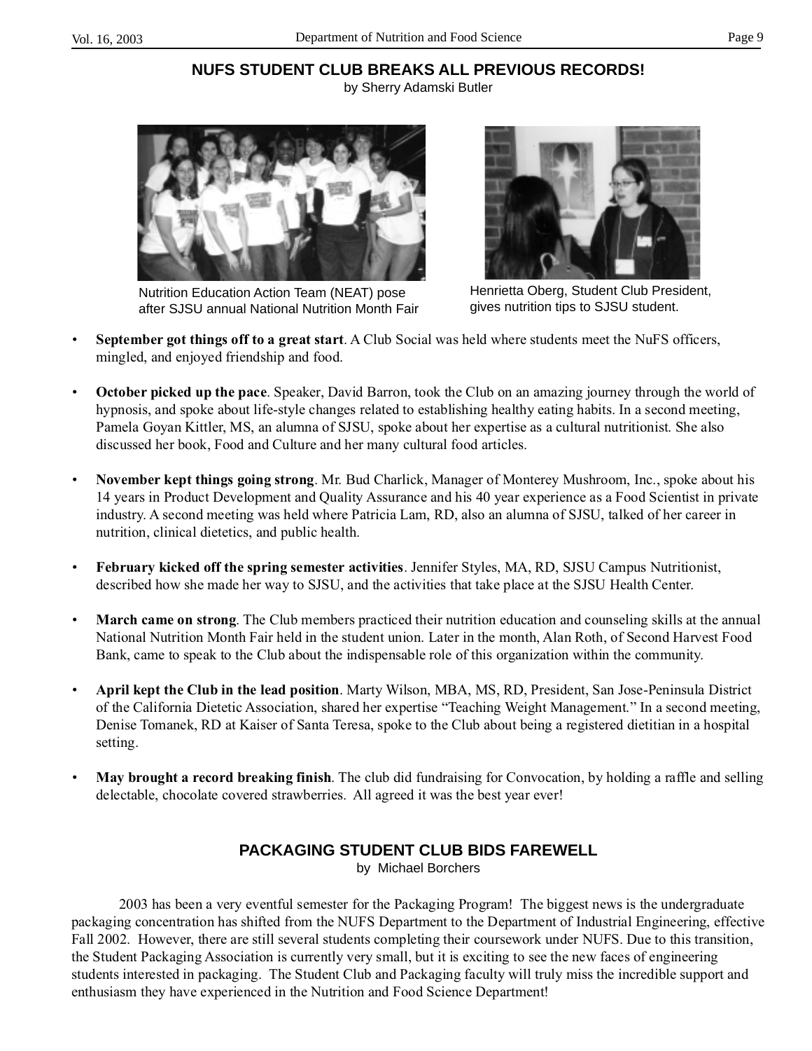## NUFS STUDENT CLUB BREAKS ALL PREVIOUS RECORDS!

by Sherry Adamski Butler

Nutrition Education Action Team (NEAT) pose after SJSU annual National Nutrition Month Fair

Henrietta Oberg, Student Club President, gives nutrition tips to SJSU student.

- **September got things off to a great start**. A Club Social was held where students meet the NuFS officers, mingled, and enjoyed friendship and food.
- **October picked up the pace**. Speaker, David Barron, took the Club on an amazing journey through the world of hypnosis, and spoke about life-style changes related to establishing healthy eating habits. In a second meeting, Pamela Goyan Kittler, MS, an alumna of SJSU, spoke about her expertise as a cultural nutritionist. She also discussed her book, Food and Culture and her many cultural food articles.
- **November kept things going strong**. Mr. Bud Charlick, Manager of Monterey Mushroom, Inc., spoke about his 14 years in Product Development and Quality Assurance and his 40 year experience as a Food Scientist in private industry. A second meeting was held where Patricia Lam, RD, also an alumna of SJSU, talked of her career in nutrition, clinical dietetics, and public health.
- **February kicked off the spring semester activities**. Jennifer Styles, MA, RD, SJSU Campus Nutritionist, described how she made her way to SJSU, and the activities that take place at the SJSU Health Center.
- **March came on strong**. The Club members practiced their nutrition education and counseling skills at the annual National Nutrition Month Fair held in the student union. Later in the month, Alan Roth, of Second Harvest Food Bank, came to speak to the Club about the indispensable role of this organization within the community.
- **April kept the Club in the lead position**. Marty Wilson, MBA, MS, RD, President, San Jose-Peninsula District of the California Dietetic Association, shared her expertise "Teaching Weight Management." In a second meeting, Denise Tomanek, RD at Kaiser of Santa Teresa, spoke to the Club about being a registered dietitian in a hospital setting.
- **May brought a record breaking finish**. The club did fundraising for Convocation, by holding a raffle and selling delectable, chocolate covered strawberries. All agreed it was the best year ever!

## PACKAGING STUDENT CLUB BIDS FAREWELL

by Michael Borchers

2003 has been a very eventful semester for the Packaging Program! The biggest news is the undergraduate packaging concentration has shifted from the NUFS Department to the Department of Industrial Engineering, effective Fall 2002. However, there are still several students completing their coursework under NUFS. Due to this transition, the Student Packaging Association is currently very small, but it is exciting to see the new faces of engineering students interested in packaging. The Student Club and Packaging faculty will truly miss the incredible support and enthusiasm they have experienced in the Nutrition and Food Science Department!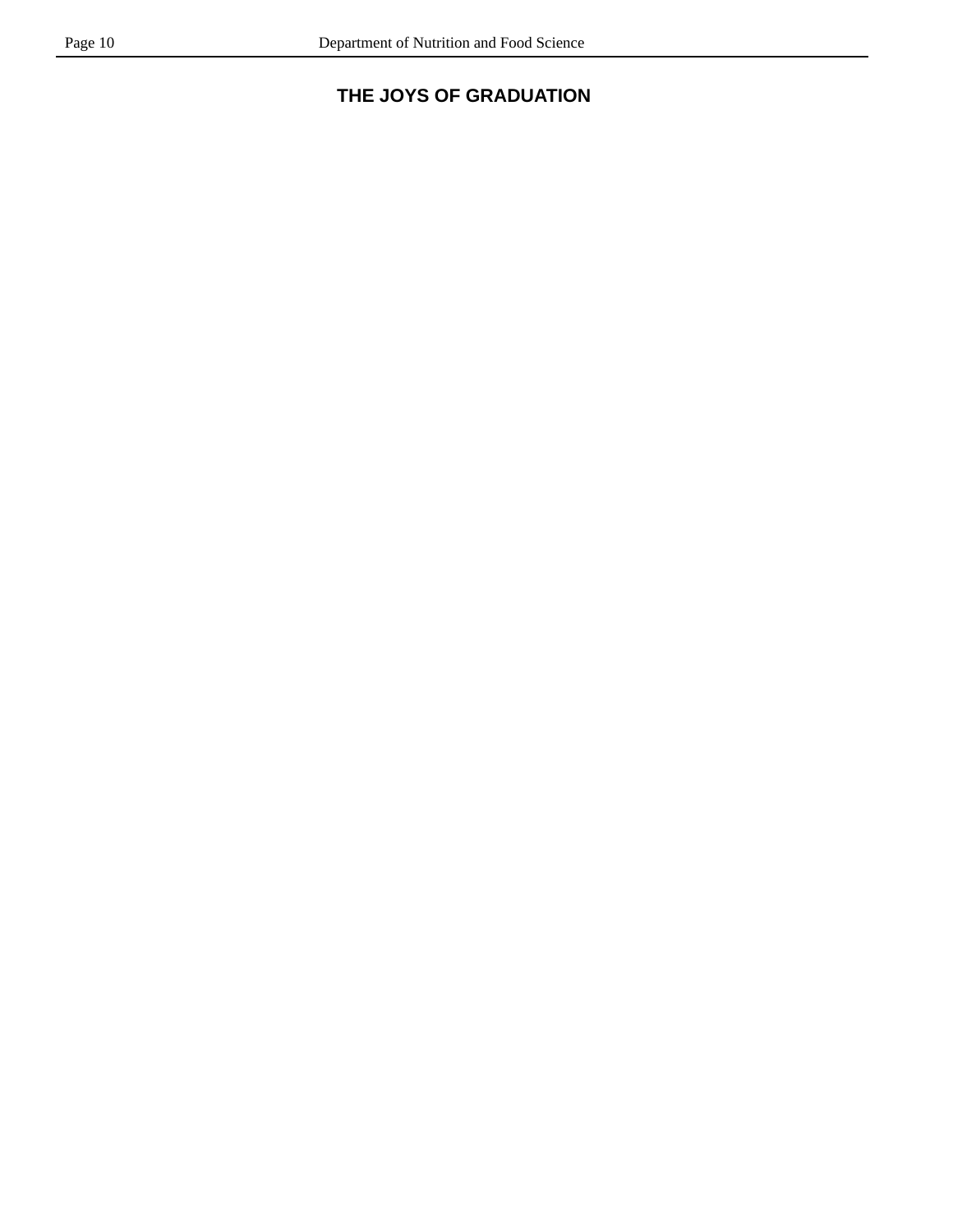# THE JOYS OF GRADUATION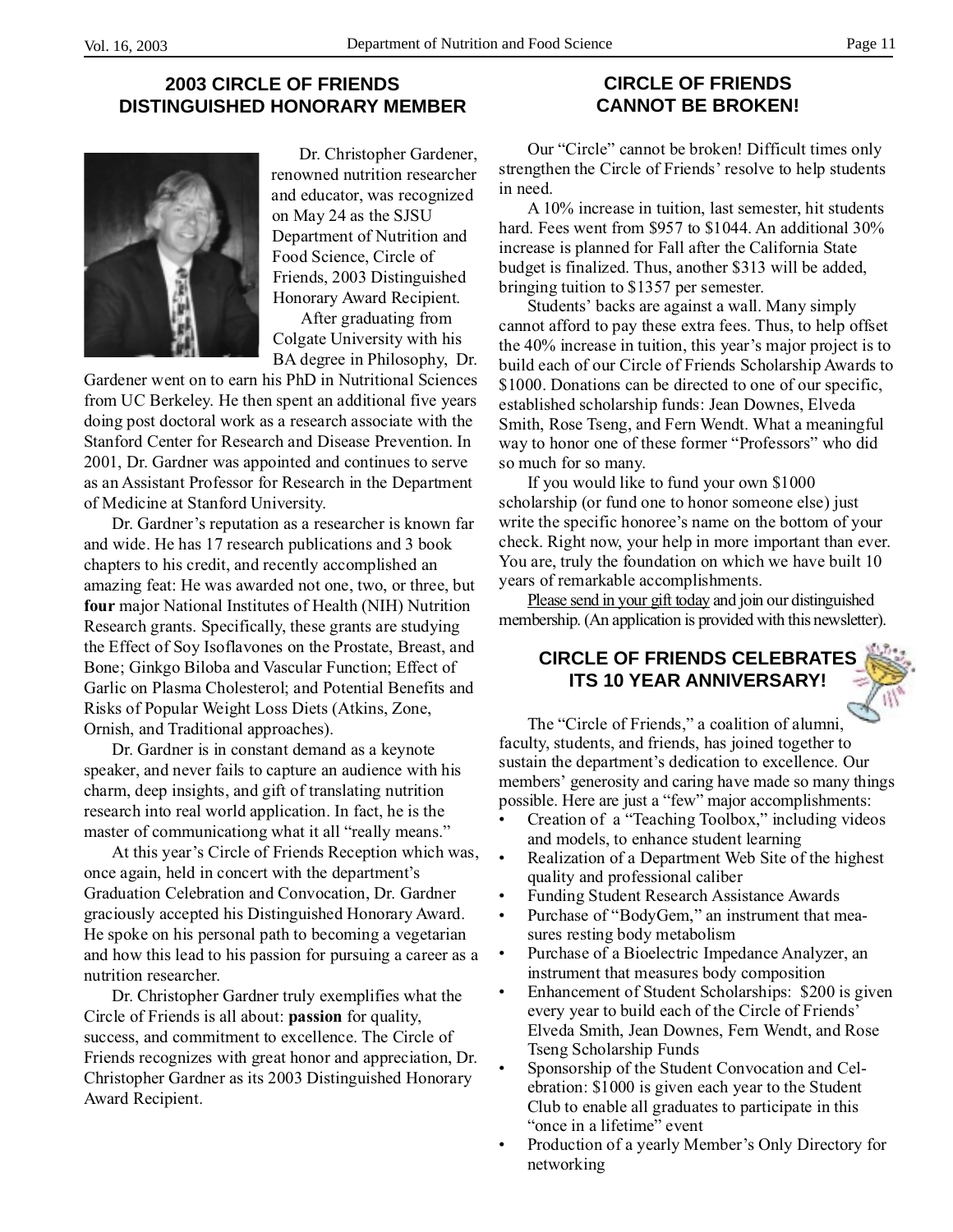## 2003 CIRCLE OF FRIENDS DISTINGUISHED HONORARY MEMBER

Dr. Christopher Gardener, renowned nutrition researcher and educator, was recognized on May 24 as the SJSU Department of Nutrition and Food Science, Circle of Friends, 2003 Distinguished Honorary Award Recipient.

After graduating from Colgate University with his BA degree in Philosophy, Dr. Gardener went on to earn his PhD in Nutritional Sciences from UC Berkeley. He then spent an additional five years doing post doctoral work as a research associate with the Stanford Center for Research and Disease Prevention. In 2001, Dr. Gardner was appointed and continues to serve as an Assistant Professor for Research in the Department of Medicine at Stanford University.

Dr. Gardner's reputation as a researcher is known far and wide. He has 17 research publications and 3 book chapters to his credit, and recently accomplished an amazing feat: He was awarded not one, two, or three, but **four** major National Institutes of Health (NIH) Nutrition Research grants. Specifically, these grants are studying the Effect of Soy Isoflavones on the Prostate, Breast, and Bone; Ginkgo Biloba and Vascular Function; Effect of Garlic on Plasma Cholesterol; and Potential Benefits and Risks of Popular Weight Loss Diets (Atkins, Zone, Ornish, and Traditional approaches).

Dr. Gardner is in constant demand as a keynote speaker, and never fails to capture an audience with his charm, deep insights, and gift of translating nutrition research into real world application. In fact, he is the master of communicationg what it all "really means."

At this year's Circle of Friends Reception which was, once again, held in concert with the department's Graduation Celebration and Convocation, Dr. Gardner graciously accepted his Distinguished Honorary Award. He spoke on his personal path to becoming a vegetarian and how this lead to his passion for pursuing a career as a nutrition researcher.

Dr. Christopher Gardner truly exemplifies what the Circle of Friends is all about: **passion** for quality, success, and commitment to excellence. The Circle of Friends recognizes with great honor and appreciation, Dr. Christopher Gardner as its 2003 Distinguished Honorary Award Recipient.

## CIRCLE OF FRIENDS CANNOT BE BROKEN!

Our "Circle" cannot be broken! Difficult times only strengthen the Circle of Friends' resolve to help students in need.

A 10% increase in tuition, last semester, hit students hard. Fees went from $957 to $1044. An additional 30% increase is planned for Fall after the California State budget is finalized. Thus, another $313 will be added, bringing tuition to $1357 per semester.

Students' backs are against a wall. Many simply cannot afford to pay these extra fees. Thus, to help offset the 40% increase in tuition, this year's major project is to build each of our Circle of Friends Scholarship Awards to $1000. Donations can be directed to one of our specific, established scholarship funds: Jean Downes, Elveda Smith, Rose Tseng, and Fern Wendt. What a meaningful way to honor one of these former "Professors" who did so much for so many.

If you would like to fund your own $1000 scholarship (or fund one to honor someone else) just write the specific honoree's name on the bottom of your check. Right now, your help in more important than ever. You are, truly the foundation on which we have built 10 years of remarkable accomplishments.

Please send in your gift today and join our distinguished membership. (An application is provided with this newsletter).

## CIRCLE OF FRIENDS CELEBRATES ITS 10 YEAR ANNIVERSARY!

The "Circle of Friends," a coalition of alumni, faculty, students, and friends, has joined together to sustain the department's dedication to excellence. Our members' generosity and caring have made so many things possible. Here are just a "few" major accomplishments:

- Creation of a "Teaching Toolbox," including videos and models, to enhance student learning
- Realization of a Department Web Site of the highest quality and professional caliber
- Funding Student Research Assistance Awards
- Purchase of "BodyGem," an instrument that measures resting body metabolism
- Purchase of a Bioelectric Impedance Analyzer, an instrument that measures body composition
- Enhancement of Student Scholarships: $200 is given every year to build each of the Circle of Friends' Elveda Smith, Jean Downes, Fern Wendt, and Rose Tseng Scholarship Funds
- Sponsorship of the Student Convocation and Celebration: $1000 is given each year to the Student Club to enable all graduates to participate in this "once in a lifetime" event
- Production of a yearly Member's Only Directory for networking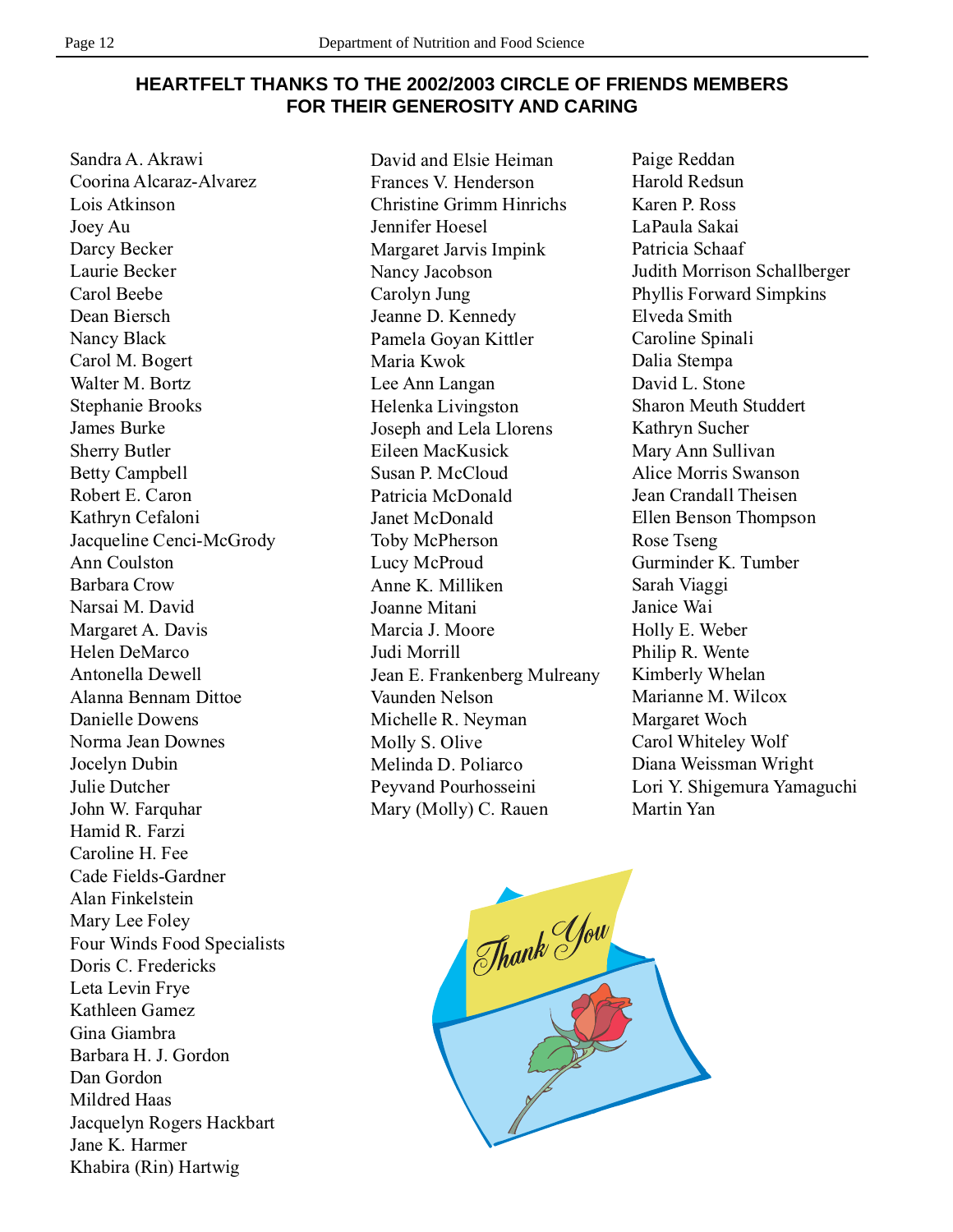## HEARTFELT THANKS TO THE 2002/2003 CIRCLE OF FRIENDS MEMBERS FOR THEIR GENEROSITY AND CARING

Sandra A. Akrawi
Coorina Alcaraz-Alvarez
Lois Atkinson
Joey Au
Darcy Becker
Laurie Becker
Carol Beebe
Dean Biersch
Nancy Black
Carol M. Bogert
Walter M. Bortz
Stephanie Brooks
James Burke
Sherry Butler
Betty Campbell
Robert E. Caron
Kathryn Cefaloni
Jacqueline Cenci-McGrody
Ann Coulston
Barbara Crow
Narsai M. David
Margaret A. Davis
Helen DeMarco
Antonella Dewell
Alanna Bennam Dittoe
Danielle Dowens
Norma Jean Downes
Jocelyn Dubin
Julie Dutcher
John W. Farquhar
Hamid R. Farzi
Caroline H. Fee
Cade Fields-Gardner
Alan Finkelstein
Mary Lee Foley
Four Winds Food Specialists
Doris C. Fredericks
Leta Levin Frye
Kathleen Gamez
Gina Giambra
Barbara H. J. Gordon
Dan Gordon
Mildred Haas
Jacquelyn Rogers Hackbart
Jane K. Harmer
Khabira (Rin) Hartwig
David and Elsie Heiman
Frances V. Henderson
Christine Grimm Hinrichs
Jennifer Hoesel
Margaret Jarvis Impink
Nancy Jacobson
Carolyn Jung
Jeanne D. Kennedy
Pamela Goyan Kittler
Maria Kwok
Lee Ann Langan
Helenka Livingston
Joseph and Lela Llorens
Eileen MacKusick
Susan P. McCloud
Patricia McDonald
Janet McDonald
Toby McPherson
Lucy McProud
Anne K. Milliken
Joanne Mitani
Marcia J. Moore
Judi Morrill
Jean E. Frankenberg Mulreany
Vaunden Nelson
Michelle R. Neyman
Molly S. Olive
Melinda D. Poliarco
Peyvand Pourhosseini
Mary (Molly) C. Rauen
Paige Reddan
Harold Redsun
Karen P. Ross
LaPaula Sakai
Patricia Schaaf
Judith Morrison Schallberger
Phyllis Forward Simpkins
Elveda Smith
Caroline Spinali
Dalia Stempa
David L. Stone
Sharon Meuth Studdert
Kathryn Sucher
Mary Ann Sullivan
Alice Morris Swanson
Jean Crandall Theisen
Ellen Benson Thompson
Rose Tseng
Gurminder K. Tumber
Sarah Viaggi
Janice Wai
Holly E. Weber
Philip R. Wente
Kimberly Whelan
Marianne M. Wilcox
Margaret Woch
Carol Whiteley Wolf
Diana Weissman Wright
Lori Y. Shigemura Yamaguchi
Martin Yan